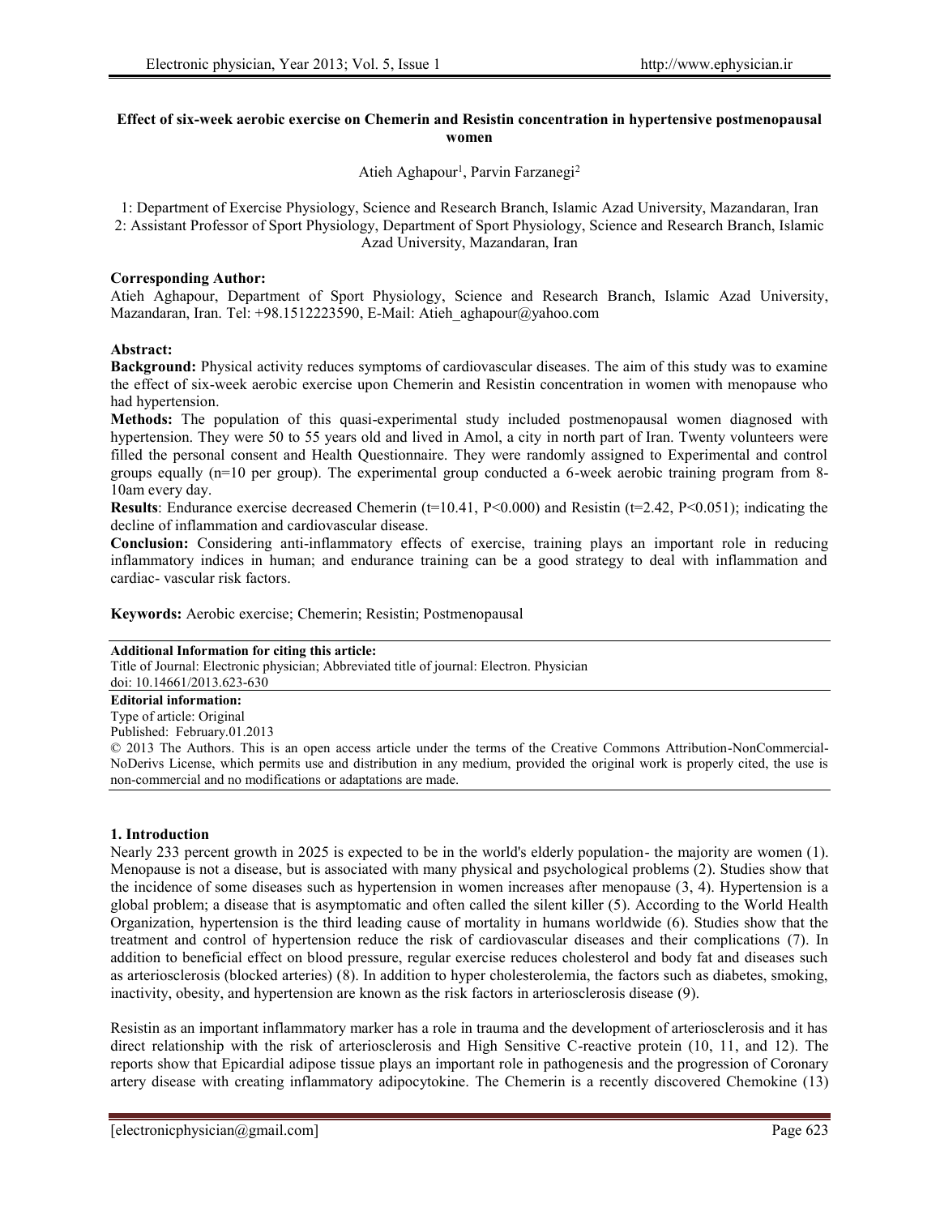# Effect of six-week aerobic exercise on Chemerin and Resistin concentration in hypertensive postmenopausal women

Atieh Aghapour[1], Parvin Farzanegi[2]

1: Department of Exercise Physiology, Science and Research Branch, Islamic Azad University, Mazandaran, Iran
2: Assistant Professor of Sport Physiology, Department of Sport Physiology, Science and Research Branch, Islamic Azad University, Mazandaran, Iran

**Corresponding Author:**
Atieh Aghapour, Department of Sport Physiology, Science and Research Branch, Islamic Azad University, Mazandaran, Iran. Tel: +98.1512223590, E-Mail: Atieh_aghapour@yahoo.com

**Abstract:**

**Background:** Physical activity reduces symptoms of cardiovascular diseases. The aim of this study was to examine the effect of six-week aerobic exercise upon Chemerin and Resistin concentration in women with menopause who had hypertension.

**Methods:** The population of this quasi-experimental study included postmenopausal women diagnosed with hypertension. They were 50 to 55 years old and lived in Amol, a city in north part of Iran. Twenty volunteers were filled the personal consent and Health Questionnaire. They were randomly assigned to Experimental and control groups equally (n=10 per group). The experimental group conducted a 6-week aerobic training program from 8-10am every day.

**Results**: Endurance exercise decreased Chemerin ($t=10.41$, $P<0.000$) and Resistin ($t=2.42$, $P<0.051$); indicating the decline of inflammation and cardiovascular disease.

**Conclusion:** Considering anti-inflammatory effects of exercise, training plays an important role in reducing inflammatory indices in human; and endurance training can be a good strategy to deal with inflammation and cardiac- vascular risk factors.

**Keywords:** Aerobic exercise; Chemerin; Resistin; Postmenopausal

**Additional Information for citing this article:**
Title of Journal: Electronic physician; Abbreviated title of journal: Electron. Physician
doi: 10.14661/2013.623-630

**Editorial information:**
Type of article: Original
Published: February.01.2013
© 2013 The Authors. This is an open access article under the terms of the Creative Commons Attribution-NonCommercial-NoDerivs License, which permits use and distribution in any medium, provided the original work is properly cited, the use is non-commercial and no modifications or adaptations are made.

## 1. Introduction

Nearly 233 percent growth in 2025 is expected to be in the world's elderly population- the majority are women (1). Menopause is not a disease, but is associated with many physical and psychological problems (2). Studies show that the incidence of some diseases such as hypertension in women increases after menopause (3, 4). Hypertension is a global problem; a disease that is asymptomatic and often called the silent killer (5). According to the World Health Organization, hypertension is the third leading cause of mortality in humans worldwide (6). Studies show that the treatment and control of hypertension reduce the risk of cardiovascular diseases and their complications (7). In addition to beneficial effect on blood pressure, regular exercise reduces cholesterol and body fat and diseases such as arteriosclerosis (blocked arteries) (8). In addition to hyper cholesterolemia, the factors such as diabetes, smoking, inactivity, obesity, and hypertension are known as the risk factors in arteriosclerosis disease (9).

Resistin as an important inflammatory marker has a role in trauma and the development of arteriosclerosis and it has direct relationship with the risk of arteriosclerosis and High Sensitive C-reactive protein (10, 11, and 12). The reports show that Epicardial adipose tissue plays an important role in pathogenesis and the progression of Coronary artery disease with creating inflammatory adipocytokine. The Chemerin is a recently discovered Chemokine (13)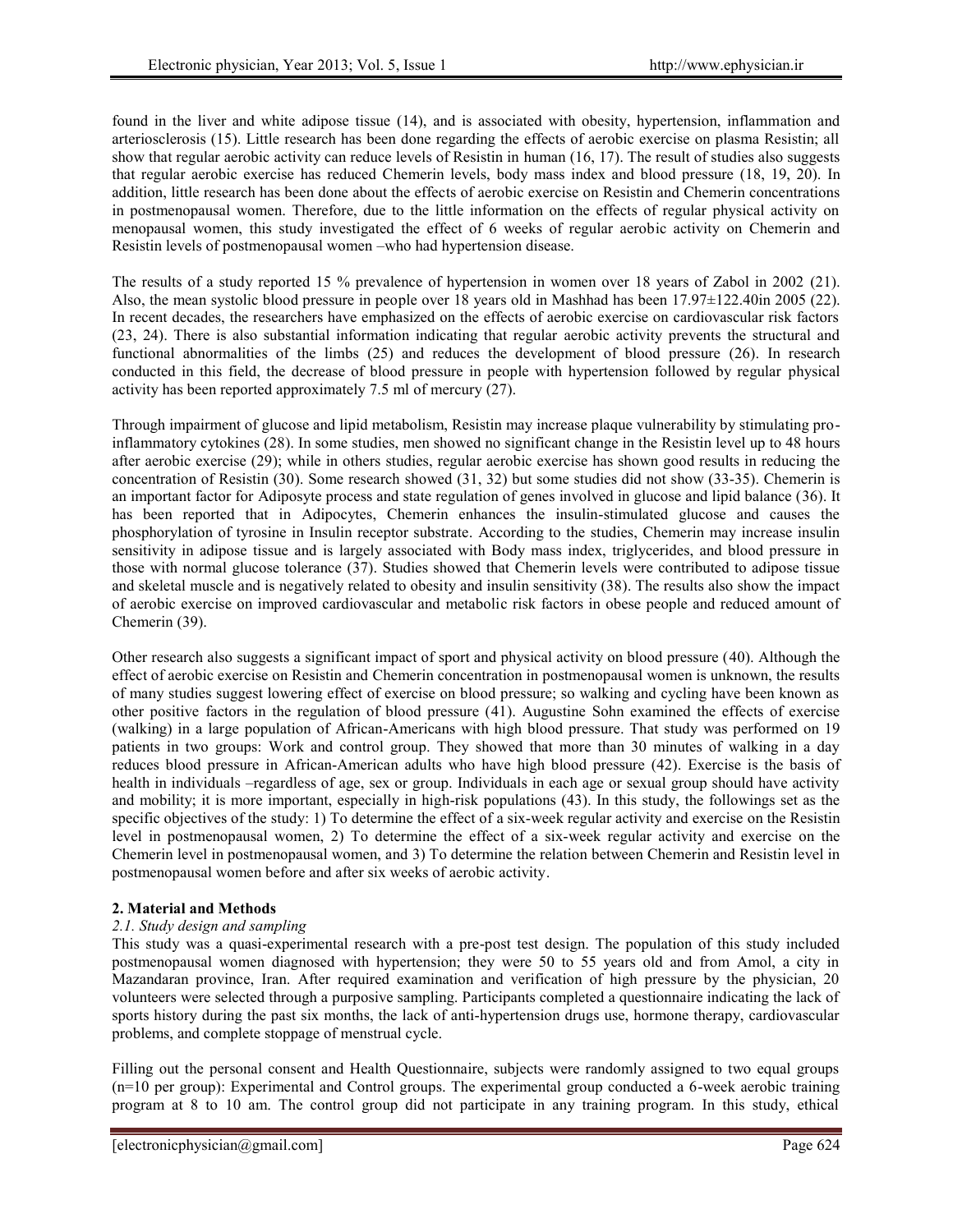found in the liver and white adipose tissue (14), and is associated with obesity, hypertension, inflammation and arteriosclerosis (15). Little research has been done regarding the effects of aerobic exercise on plasma Resistin; all show that regular aerobic activity can reduce levels of Resistin in human (16, 17). The result of studies also suggests that regular aerobic exercise has reduced Chemerin levels, body mass index and blood pressure (18, 19, 20). In addition, little research has been done about the effects of aerobic exercise on Resistin and Chemerin concentrations in postmenopausal women. Therefore, due to the little information on the effects of regular physical activity on menopausal women, this study investigated the effect of 6 weeks of regular aerobic activity on Chemerin and Resistin levels of postmenopausal women –who had hypertension disease.

The results of a study reported 15 % prevalence of hypertension in women over 18 years of Zabol in 2002 (21). Also, the mean systolic blood pressure in people over 18 years old in Mashhad has been 17.97±122.40in 2005 (22). In recent decades, the researchers have emphasized on the effects of aerobic exercise on cardiovascular risk factors (23, 24). There is also substantial information indicating that regular aerobic activity prevents the structural and functional abnormalities of the limbs (25) and reduces the development of blood pressure (26). In research conducted in this field, the decrease of blood pressure in people with hypertension followed by regular physical activity has been reported approximately 7.5 ml of mercury (27).

Through impairment of glucose and lipid metabolism, Resistin may increase plaque vulnerability by stimulating pro-inflammatory cytokines (28). In some studies, men showed no significant change in the Resistin level up to 48 hours after aerobic exercise (29); while in others studies, regular aerobic exercise has shown good results in reducing the concentration of Resistin (30). Some research showed (31, 32) but some studies did not show (33-35). Chemerin is an important factor for Adiposyte process and state regulation of genes involved in glucose and lipid balance (36). It has been reported that in Adipocytes, Chemerin enhances the insulin-stimulated glucose and causes the phosphorylation of tyrosine in Insulin receptor substrate. According to the studies, Chemerin may increase insulin sensitivity in adipose tissue and is largely associated with Body mass index, triglycerides, and blood pressure in those with normal glucose tolerance (37). Studies showed that Chemerin levels were contributed to adipose tissue and skeletal muscle and is negatively related to obesity and insulin sensitivity (38). The results also show the impact of aerobic exercise on improved cardiovascular and metabolic risk factors in obese people and reduced amount of Chemerin (39).

Other research also suggests a significant impact of sport and physical activity on blood pressure (40). Although the effect of aerobic exercise on Resistin and Chemerin concentration in postmenopausal women is unknown, the results of many studies suggest lowering effect of exercise on blood pressure; so walking and cycling have been known as other positive factors in the regulation of blood pressure (41). Augustine Sohn examined the effects of exercise (walking) in a large population of African-Americans with high blood pressure. That study was performed on 19 patients in two groups: Work and control group. They showed that more than 30 minutes of walking in a day reduces blood pressure in African-American adults who have high blood pressure (42). Exercise is the basis of health in individuals –regardless of age, sex or group. Individuals in each age or sexual group should have activity and mobility; it is more important, especially in high-risk populations (43). In this study, the followings set as the specific objectives of the study: 1) To determine the effect of a six-week regular activity and exercise on the Resistin level in postmenopausal women, 2) To determine the effect of a six-week regular activity and exercise on the Chemerin level in postmenopausal women, and 3) To determine the relation between Chemerin and Resistin level in postmenopausal women before and after six weeks of aerobic activity.

## 2. Material and Methods

### 2.1. Study design and sampling

This study was a quasi-experimental research with a pre-post test design. The population of this study included postmenopausal women diagnosed with hypertension; they were 50 to 55 years old and from Amol, a city in Mazandaran province, Iran. After required examination and verification of high pressure by the physician, 20 volunteers were selected through a purposive sampling. Participants completed a questionnaire indicating the lack of sports history during the past six months, the lack of anti-hypertension drugs use, hormone therapy, cardiovascular problems, and complete stoppage of menstrual cycle.

Filling out the personal consent and Health Questionnaire, subjects were randomly assigned to two equal groups (n=10 per group): Experimental and Control groups. The experimental group conducted a 6-week aerobic training program at 8 to 10 am. The control group did not participate in any training program. In this study, ethical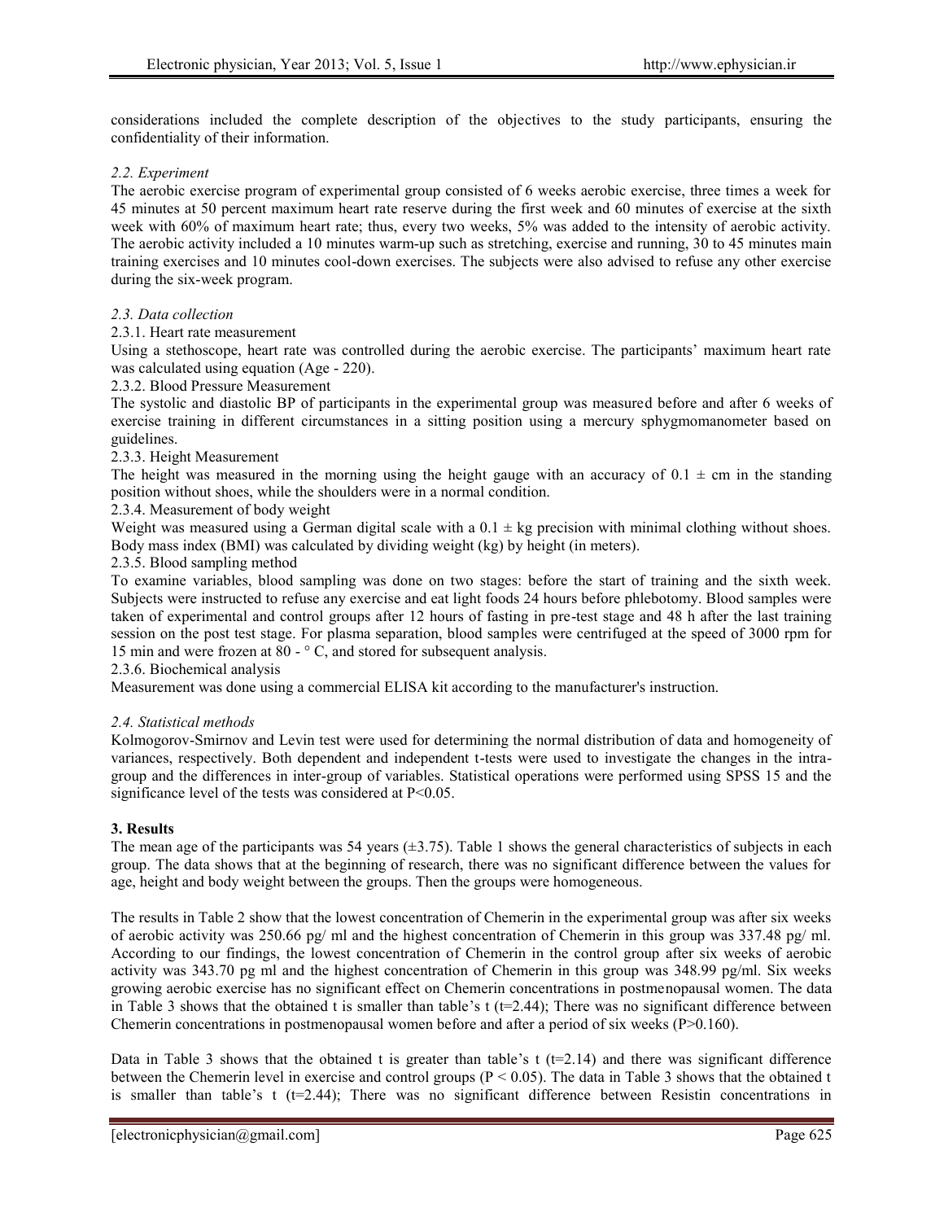considerations included the complete description of the objectives to the study participants, ensuring the confidentiality of their information.

### *2.2. Experiment*

The aerobic exercise program of experimental group consisted of 6 weeks aerobic exercise, three times a week for 45 minutes at 50 percent maximum heart rate reserve during the first week and 60 minutes of exercise at the sixth week with 60% of maximum heart rate; thus, every two weeks, 5% was added to the intensity of aerobic activity. The aerobic activity included a 10 minutes warm-up such as stretching, exercise and running, 30 to 45 minutes main training exercises and 10 minutes cool-down exercises. The subjects were also advised to refuse any other exercise during the six-week program.

### *2.3. Data collection*

2.3.1. Heart rate measurement

Using a stethoscope, heart rate was controlled during the aerobic exercise. The participants' maximum heart rate was calculated using equation (Age - 220).

2.3.2. Blood Pressure Measurement

The systolic and diastolic BP of participants in the experimental group was measured before and after 6 weeks of exercise training in different circumstances in a sitting position using a mercury sphygmomanometer based on guidelines.

2.3.3. Height Measurement

The height was measured in the morning using the height gauge with an accuracy of 0.1 ± cm in the standing position without shoes, while the shoulders were in a normal condition.

2.3.4. Measurement of body weight

Weight was measured using a German digital scale with a 0.1 ± kg precision with minimal clothing without shoes. Body mass index (BMI) was calculated by dividing weight (kg) by height (in meters).

2.3.5. Blood sampling method

To examine variables, blood sampling was done on two stages: before the start of training and the sixth week. Subjects were instructed to refuse any exercise and eat light foods 24 hours before phlebotomy. Blood samples were taken of experimental and control groups after 12 hours of fasting in pre-test stage and 48 h after the last training session on the post test stage. For plasma separation, blood samples were centrifuged at the speed of 3000 rpm for 15 min and were frozen at 80 - ° C, and stored for subsequent analysis.

2.3.6. Biochemical analysis

Measurement was done using a commercial ELISA kit according to the manufacturer's instruction.

### *2.4. Statistical methods*

Kolmogorov-Smirnov and Levin test were used for determining the normal distribution of data and homogeneity of variances, respectively. Both dependent and independent t-tests were used to investigate the changes in the intra-group and the differences in inter-group of variables. Statistical operations were performed using SPSS 15 and the significance level of the tests was considered at $P<0.05$.

## **3. Results**

The mean age of the participants was 54 years (±3.75). Table 1 shows the general characteristics of subjects in each group. The data shows that at the beginning of research, there was no significant difference between the values for age, height and body weight between the groups. Then the groups were homogeneous.

The results in Table 2 show that the lowest concentration of Chemerin in the experimental group was after six weeks of aerobic activity was 250.66 pg/ ml and the highest concentration of Chemerin in this group was 337.48 pg/ ml. According to our findings, the lowest concentration of Chemerin in the control group after six weeks of aerobic activity was 343.70 pg ml and the highest concentration of Chemerin in this group was 348.99 pg/ml. Six weeks growing aerobic exercise has no significant effect on Chemerin concentrations in postmenopausal women. The data in Table 3 shows that the obtained t is smaller than table's t ($t=2.44$); There was no significant difference between Chemerin concentrations in postmenopausal women before and after a period of six weeks ($P>0.160$).

Data in Table 3 shows that the obtained t is greater than table's t ($t=2.14$) and there was significant difference between the Chemerin level in exercise and control groups ($P < 0.05$). The data in Table 3 shows that the obtained t is smaller than table's t ($t=2.44$); There was no significant difference between Resistin concentrations in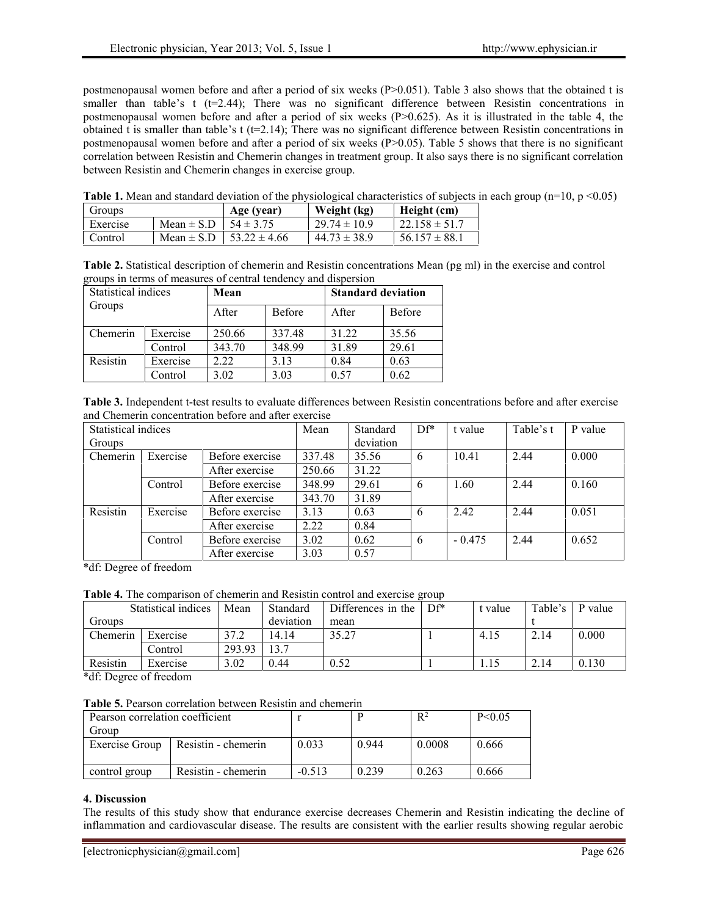postmenopausal women before and after a period of six weeks (P>0.051). Table 3 also shows that the obtained t is smaller than table's t (t=2.44); There was no significant difference between Resistin concentrations in postmenopausal women before and after a period of six weeks (P>0.625). As it is illustrated in the table 4, the obtained t is smaller than table's t (t=2.14); There was no significant difference between Resistin concentrations in postmenopausal women before and after a period of six weeks (P>0.05). Table 5 shows that there is no significant correlation between Resistin and Chemerin changes in treatment group. It also says there is no significant correlation between Resistin and Chemerin changes in exercise group.

**Table 1.** Mean and standard deviation of the physiological characteristics of subjects in each group (n=10, p <0.05)

| Groups | | Age (year) | Weight (kg) | Height (cm) |
|---|---|---|---|---|
| Exercise | Mean ± S.D | 54 ± 3.75 | 29.74 ± 10.9 | 22.158 ± 51.7 |
| Control | Mean ± S.D | 53.22 ± 4.66 | 44.73 ± 38.9 | 56.157 ± 88.1 |

**Table 2.** Statistical description of chemerin and Resistin concentrations Mean (pg ml) in the exercise and control groups in terms of measures of central tendency and dispersion

| Statistical indices Groups | | Mean | | Standard deviation | |
|---|---|---|---|---|---|
| | | After | Before | After | Before |
| Chemerin | Exercise | 250.66 | 337.48 | 31.22 | 35.56 |
| | Control | 343.70 | 348.99 | 31.89 | 29.61 |
| Resistin | Exercise | 2.22 | 3.13 | 0.84 | 0.63 |
| | Control | 3.02 | 3.03 | 0.57 | 0.62 |

**Table 3.** Independent t-test results to evaluate differences between Resistin concentrations before and after exercise and Chemerin concentration before and after exercise

| Statistical indices Groups | | | Mean | Standard deviation | Df* | t value | Table's t | P value |
|---|---|---|---|---|---|---|---|---|
| Chemerin | Exercise | Before exercise | 337.48 | 35.56 | 6 | 10.41 | 2.44 | 0.000 |
| | | After exercise | 250.66 | 31.22 | | | | |
| | Control | Before exercise | 348.99 | 29.61 | 6 | 1.60 | 2.44 | 0.160 |
| | | After exercise | 343.70 | 31.89 | | | | |
| Resistin | Exercise | Before exercise | 3.13 | 0.63 | 6 | 2.42 | 2.44 | 0.051 |
| | | After exercise | 2.22 | 0.84 | | | | |
| | Control | Before exercise | 3.02 | 0.62 | 6 | - 0.475 | 2.44 | 0.652 |
| | | After exercise | 3.03 | 0.57 | | | | |

*df: Degree of freedom

**Table 4.** The comparison of chemerin and Resistin control and exercise group

| Statistical indices Groups | | Mean | Standard deviation | Differences in the mean | Df* | t value | Table's t | P value |
|---|---|---|---|---|---|---|---|---|
| Chemerin | Exercise | 37.2 | 14.14 | 35.27 | 1 | 4.15 | 2.14 | 0.000 |
| | Control | 293.93 | 13.7 | | | | | |
| Resistin | Exercise | 3.02 | 0.44 | 0.52 | 1 | 1.15 | 2.14 | 0.130 |

*df: Degree of freedom

**Table 5.** Pearson correlation between Resistin and chemerin

| Pearson correlation coefficient Group | | r | P | $R^2$ | P<0.05 |
|---|---|---|---|---|---|
| Exercise Group | Resistin - chemerin | 0.033 | 0.944 | 0.0008 | 0.666 |
| control group | Resistin - chemerin | -0.513 | 0.239 | 0.263 | 0.666 |

**4. Discussion**

The results of this study show that endurance exercise decreases Chemerin and Resistin indicating the decline of inflammation and cardiovascular disease. The results are consistent with the earlier results showing regular aerobic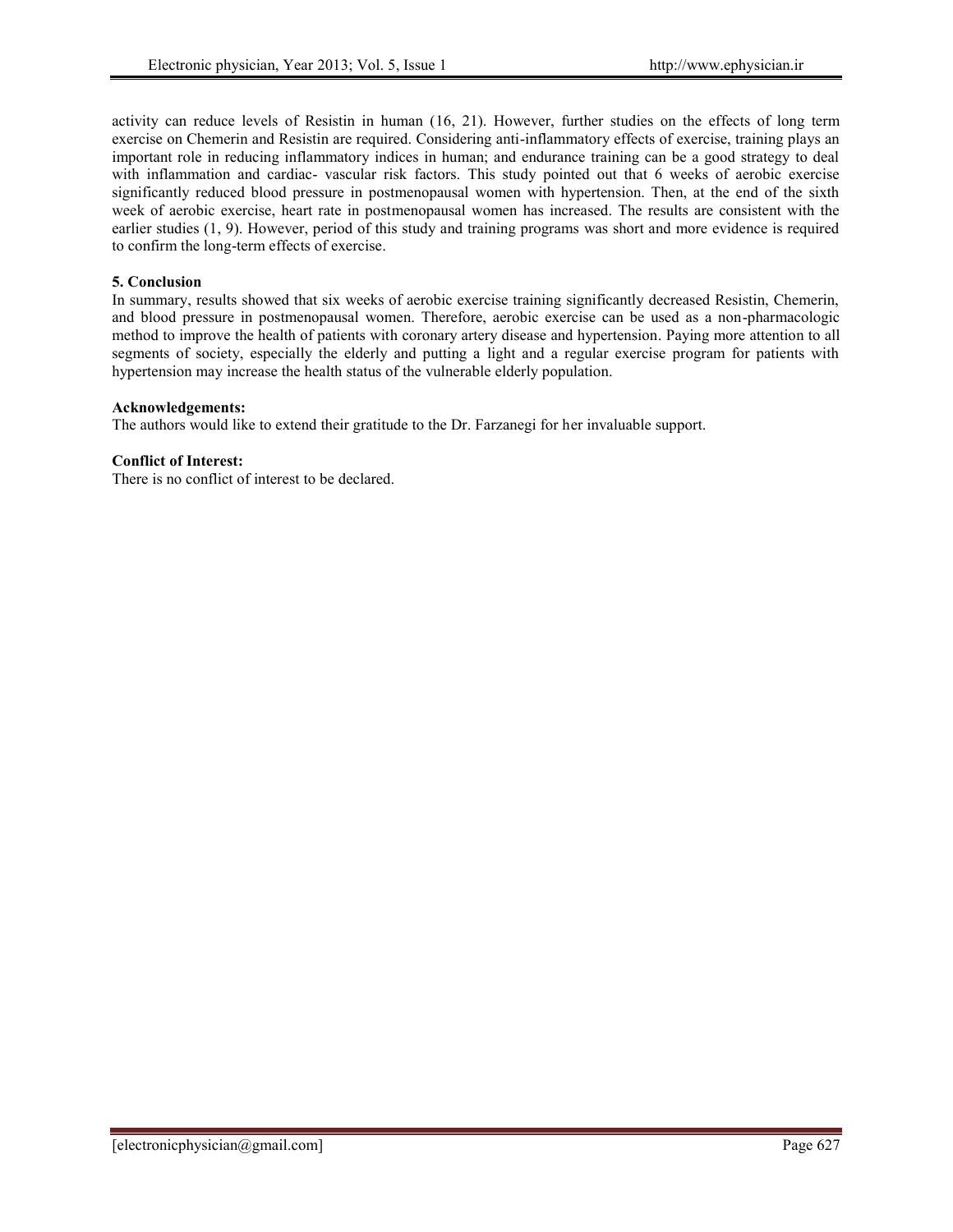activity can reduce levels of Resistin in human (16, 21). However, further studies on the effects of long term exercise on Chemerin and Resistin are required. Considering anti-inflammatory effects of exercise, training plays an important role in reducing inflammatory indices in human; and endurance training can be a good strategy to deal with inflammation and cardiac- vascular risk factors. This study pointed out that 6 weeks of aerobic exercise significantly reduced blood pressure in postmenopausal women with hypertension. Then, at the end of the sixth week of aerobic exercise, heart rate in postmenopausal women has increased. The results are consistent with the earlier studies (1, 9). However, period of this study and training programs was short and more evidence is required to confirm the long-term effects of exercise.

## 5. Conclusion

In summary, results showed that six weeks of aerobic exercise training significantly decreased Resistin, Chemerin, and blood pressure in postmenopausal women. Therefore, aerobic exercise can be used as a non-pharmacologic method to improve the health of patients with coronary artery disease and hypertension. Paying more attention to all segments of society, especially the elderly and putting a light and a regular exercise program for patients with hypertension may increase the health status of the vulnerable elderly population.

**Acknowledgements:**

The authors would like to extend their gratitude to the Dr. Farzanegi for her invaluable support.

**Conflict of Interest:**

There is no conflict of interest to be declared.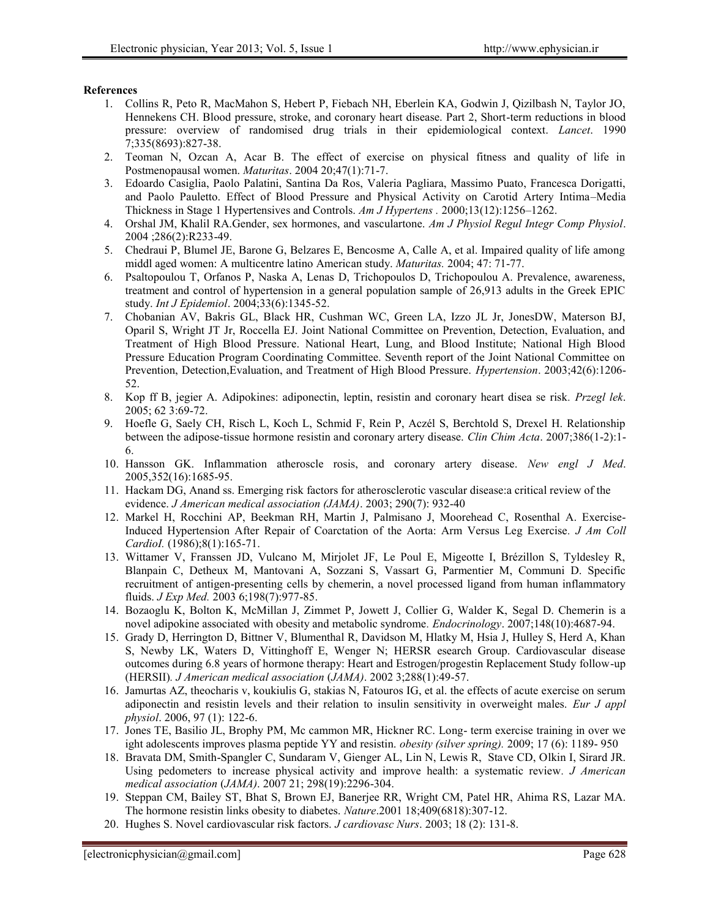**References**

1. Collins R, Peto R, MacMahon S, Hebert P, Fiebach NH, Eberlein KA, Godwin J, Qizilbash N, Taylor JO, Hennekens CH. Blood pressure, stroke, and coronary heart disease. Part 2, Short-term reductions in blood pressure: overview of randomised drug trials in their epidemiological context. *Lancet*. 1990 7;335(8693):827-38.
2. Teoman N, Ozcan A, Acar B. The effect of exercise on physical fitness and quality of life in Postmenopausal women. *Maturitas*. 2004 20;47(1):71-7.
3. Edoardo Casiglia, Paolo Palatini, Santina Da Ros, Valeria Pagliara, Massimo Puato, Francesca Dorigatti, and Paolo Pauletto. Effect of Blood Pressure and Physical Activity on Carotid Artery Intima–Media Thickness in Stage 1 Hypertensives and Controls. *Am J Hypertens* . 2000;13(12):1256–1262.
4. Orshal JM, Khalil RA.Gender, sex hormones, and vasculartone. *Am J Physiol Regul Integr Comp Physiol*. 2004 ;286(2):R233-49.
5. Chedraui P, Blumel JE, Barone G, Belzares E, Bencosme A, Calle A, et al. Impaired quality of life among middl aged women: A multicentre latino American study. *Maturitas.* 2004; 47: 71-77.
6. Psaltopoulou T, Orfanos P, Naska A, Lenas D, Trichopoulos D, Trichopoulou A. Prevalence, awareness, treatment and control of hypertension in a general population sample of 26,913 adults in the Greek EPIC study. *Int J Epidemiol*. 2004;33(6):1345-52.
7. Chobanian AV, Bakris GL, Black HR, Cushman WC, Green LA, Izzo JL Jr, JonesDW, Materson BJ, Oparil S, Wright JT Jr, Roccella EJ. Joint National Committee on Prevention, Detection, Evaluation, and Treatment of High Blood Pressure. National Heart, Lung, and Blood Institute; National High Blood Pressure Education Program Coordinating Committee. Seventh report of the Joint National Committee on Prevention, Detection,Evaluation, and Treatment of High Blood Pressure. *Hypertension*. 2003;42(6):1206-52.
8. Kop ff B, jegier A. Adipokines: adiponectin, leptin, resistin and coronary heart disea se risk. *Przegl lek*. 2005; 62 3:69-72.
9. Hoefle G, Saely CH, Risch L, Koch L, Schmid F, Rein P, Aczél S, Berchtold S, Drexel H. Relationship between the adipose-tissue hormone resistin and coronary artery disease. *Clin Chim Acta*. 2007;386(1-2):1-6.
10. Hansson GK. Inflammation atheroscle rosis, and coronary artery disease. *New engl J Med*. 2005,352(16):1685-95.
11. Hackam DG, Anand ss. Emerging risk factors for atherosclerotic vascular disease:a critical review of the evidence. *J American medical association (JAMA)*. 2003; 290(7): 932-40
12. Markel H, Rocchini AP, Beekman RH, Martin J, Palmisano J, Moorehead C, Rosenthal A. Exercise-Induced Hypertension After Repair of Coarctation of the Aorta: Arm Versus Leg Exercise. *J Am Coll Cardiol.* (1986);8(1):165-71.
13. Wittamer V, Franssen JD, Vulcano M, Mirjolet JF, Le Poul E, Migeotte I, Brézillon S, Tyldesley R, Blanpain C, Detheux M, Mantovani A, Sozzani S, Vassart G, Parmentier M, Communi D. Specific recruitment of antigen-presenting cells by chemerin, a novel processed ligand from human inflammatory fluids. *J Exp Med.* 2003 6;198(7):977-85.
14. Bozaoglu K, Bolton K, McMillan J, Zimmet P, Jowett J, Collier G, Walder K, Segal D. Chemerin is a novel adipokine associated with obesity and metabolic syndrome. *Endocrinology*. 2007;148(10):4687-94.
15. Grady D, Herrington D, Bittner V, Blumenthal R, Davidson M, Hlatky M, Hsia J, Hulley S, Herd A, Khan S, Newby LK, Waters D, Vittinghoff E, Wenger N; HERSR esearch Group. Cardiovascular disease outcomes during 6.8 years of hormone therapy: Heart and Estrogen/progestin Replacement Study follow-up (HERSII). *J American medical association* (*JAMA)*. 2002 3;288(1):49-57.
16. Jamurtas AZ, theocharis v, koukiulis G, stakias N, Fatouros IG, et al. the effects of acute exercise on serum adiponectin and resistin levels and their relation to insulin sensitivity in overweight males. *Eur J appl physiol*. 2006, 97 (1): 122-6.
17. Jones TE, Basilio JL, Brophy PM, Mc cammon MR, Hickner RC. Long- term exercise training in over we ight adolescents improves plasma peptide YY and resistin. *obesity (silver spring).* 2009; 17 (6): 1189- 950
18. Bravata DM, Smith-Spangler C, Sundaram V, Gienger AL, Lin N, Lewis R, Stave CD, Olkin I, Sirard JR. Using pedometers to increase physical activity and improve health: a systematic review. *J American medical association* (*JAMA)*. 2007 21; 298(19):2296-304.
19. Steppan CM, Bailey ST, Bhat S, Brown EJ, Banerjee RR, Wright CM, Patel HR, Ahima RS, Lazar MA. The hormone resistin links obesity to diabetes. *Nature*.2001 18;409(6818):307-12.
20. Hughes S. Novel cardiovascular risk factors. *J cardiovasc Nurs*. 2003; 18 (2): 131-8.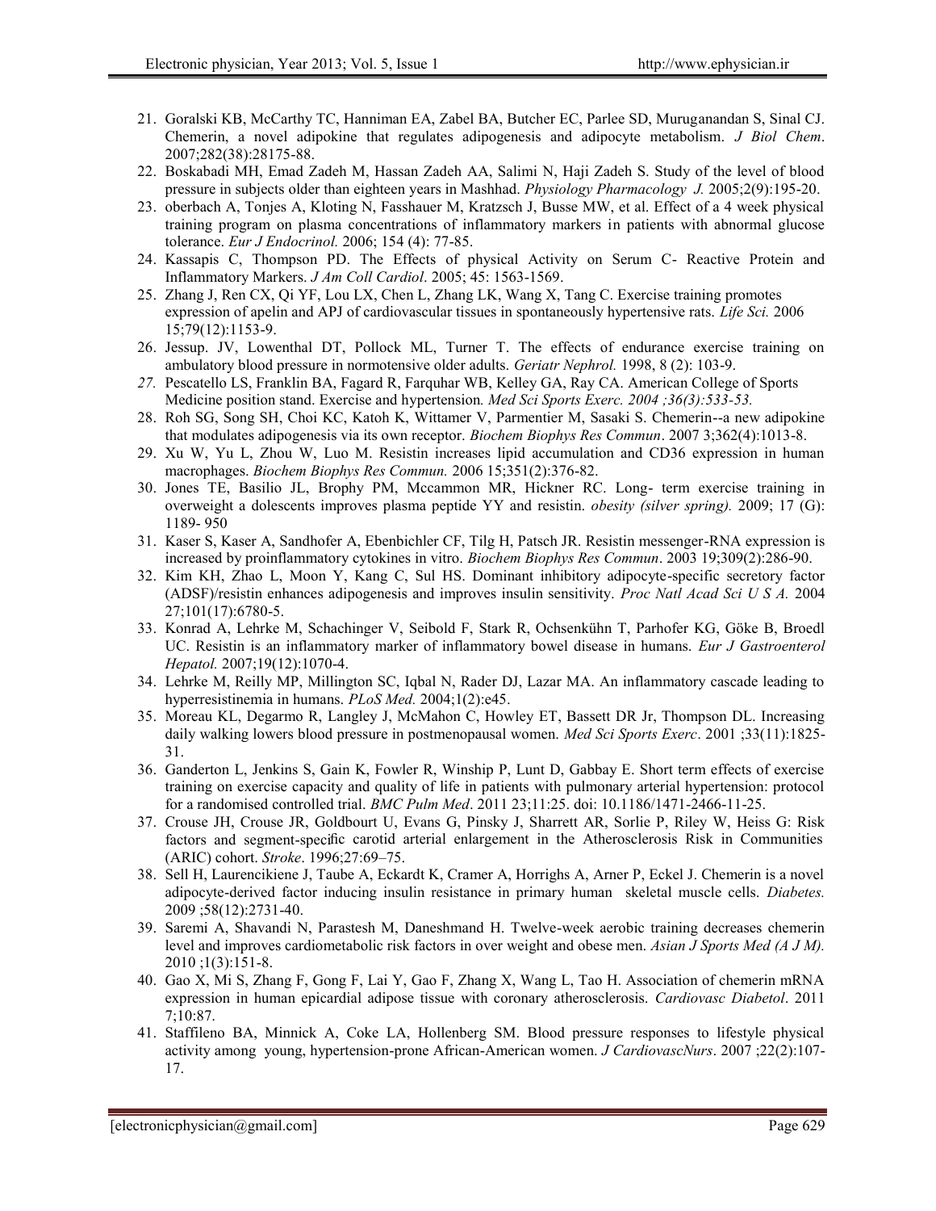21. Goralski KB, McCarthy TC, Hanniman EA, Zabel BA, Butcher EC, Parlee SD, Muruganandan S, Sinal CJ. Chemerin, a novel adipokine that regulates adipogenesis and adipocyte metabolism. *J Biol Chem*. 2007;282(38):28175-88.
22. Boskabadi MH, Emad Zadeh M, Hassan Zadeh AA, Salimi N, Haji Zadeh S. Study of the level of blood pressure in subjects older than eighteen years in Mashhad. *Physiology Pharmacology J.* 2005;2(9):195-20.
23. oberbach A, Tonjes A, Kloting N, Fasshauer M, Kratzsch J, Busse MW, et al. Effect of a 4 week physical training program on plasma concentrations of inflammatory markers in patients with abnormal glucose tolerance. *Eur J Endocrinol.* 2006; 154 (4): 77-85.
24. Kassapis C, Thompson PD. The Effects of physical Activity on Serum C- Reactive Protein and Inflammatory Markers. *J Am Coll Cardiol*. 2005; 45: 1563-1569.
25. Zhang J, Ren CX, Qi YF, Lou LX, Chen L, Zhang LK, Wang X, Tang C. Exercise training promotes expression of apelin and APJ of cardiovascular tissues in spontaneously hypertensive rats. *Life Sci.* 2006 15;79(12):1153-9.
26. Jessup. JV, Lowenthal DT, Pollock ML, Turner T. The effects of endurance exercise training on ambulatory blood pressure in normotensive older adults. *Geriatr Nephrol.* 1998, 8 (2): 103-9.
27. Pescatello LS, Franklin BA, Fagard R, Farquhar WB, Kelley GA, Ray CA. American College of Sports Medicine position stand. Exercise and hypertension*. Med Sci Sports Exerc. 2004 ;36(3):533-53.*
28. Roh SG, Song SH, Choi KC, Katoh K, Wittamer V, Parmentier M, Sasaki S. Chemerin--a new adipokine that modulates adipogenesis via its own receptor. *Biochem Biophys Res Commun*. 2007 3;362(4):1013-8.
29. Xu W, Yu L, Zhou W, Luo M. Resistin increases lipid accumulation and CD36 expression in human macrophages. *Biochem Biophys Res Commun.* 2006 15;351(2):376-82.
30. Jones TE, Basilio JL, Brophy PM, Mccammon MR, Hickner RC. Long- term exercise training in overweight a dolescents improves plasma peptide YY and resistin. *obesity (silver spring).* 2009; 17 (G): 1189- 950
31. Kaser S, Kaser A, Sandhofer A, Ebenbichler CF, Tilg H, Patsch JR. Resistin messenger-RNA expression is increased by proinflammatory cytokines in vitro. *Biochem Biophys Res Commun*. 2003 19;309(2):286-90.
32. Kim KH, Zhao L, Moon Y, Kang C, Sul HS. Dominant inhibitory adipocyte-specific secretory factor (ADSF)/resistin enhances adipogenesis and improves insulin sensitivity. *Proc Natl Acad Sci U S A.* 2004 27;101(17):6780-5.
33. Konrad A, Lehrke M, Schachinger V, Seibold F, Stark R, Ochsenkühn T, Parhofer KG, Göke B, Broedl UC. Resistin is an inflammatory marker of inflammatory bowel disease in humans. *Eur J Gastroenterol Hepatol.* 2007;19(12):1070-4.
34. Lehrke M, Reilly MP, Millington SC, Iqbal N, Rader DJ, Lazar MA. An inflammatory cascade leading to hyperresistinemia in humans. *PLoS Med.* 2004;1(2):e45.
35. Moreau KL, Degarmo R, Langley J, McMahon C, Howley ET, Bassett DR Jr, Thompson DL. Increasing daily walking lowers blood pressure in postmenopausal women. *Med Sci Sports Exerc*. 2001 ;33(11):1825-31.
36. Ganderton L, Jenkins S, Gain K, Fowler R, Winship P, Lunt D, Gabbay E. Short term effects of exercise training on exercise capacity and quality of life in patients with pulmonary arterial hypertension: protocol for a randomised controlled trial. *BMC Pulm Med*. 2011 23;11:25. doi: 10.1186/1471-2466-11-25.
37. Crouse JH, Crouse JR, Goldbourt U, Evans G, Pinsky J, Sharrett AR, Sorlie P, Riley W, Heiss G: Risk factors and segment-specific carotid arterial enlargement in the Atherosclerosis Risk in Communities (ARIC) cohort. *Stroke*. 1996;27:69–75.
38. Sell H, Laurencikiene J, Taube A, Eckardt K, Cramer A, Horrighs A, Arner P, Eckel J. Chemerin is a novel adipocyte-derived factor inducing insulin resistance in primary human skeletal muscle cells. *Diabetes.* 2009 ;58(12):2731-40.
39. Saremi A, Shavandi N, Parastesh M, Daneshmand H. Twelve-week aerobic training decreases chemerin level and improves cardiometabolic risk factors in over weight and obese men. *Asian J Sports Med (A J M).* 2010 ;1(3):151-8.
40. Gao X, Mi S, Zhang F, Gong F, Lai Y, Gao F, Zhang X, Wang L, Tao H. Association of chemerin mRNA expression in human epicardial adipose tissue with coronary atherosclerosis. *Cardiovasc Diabetol*. 2011 7;10:87.
41. Staffileno BA, Minnick A, Coke LA, Hollenberg SM. Blood pressure responses to lifestyle physical activity among young, hypertension-prone African-American women. *J CardiovascNurs*. 2007 ;22(2):107-17.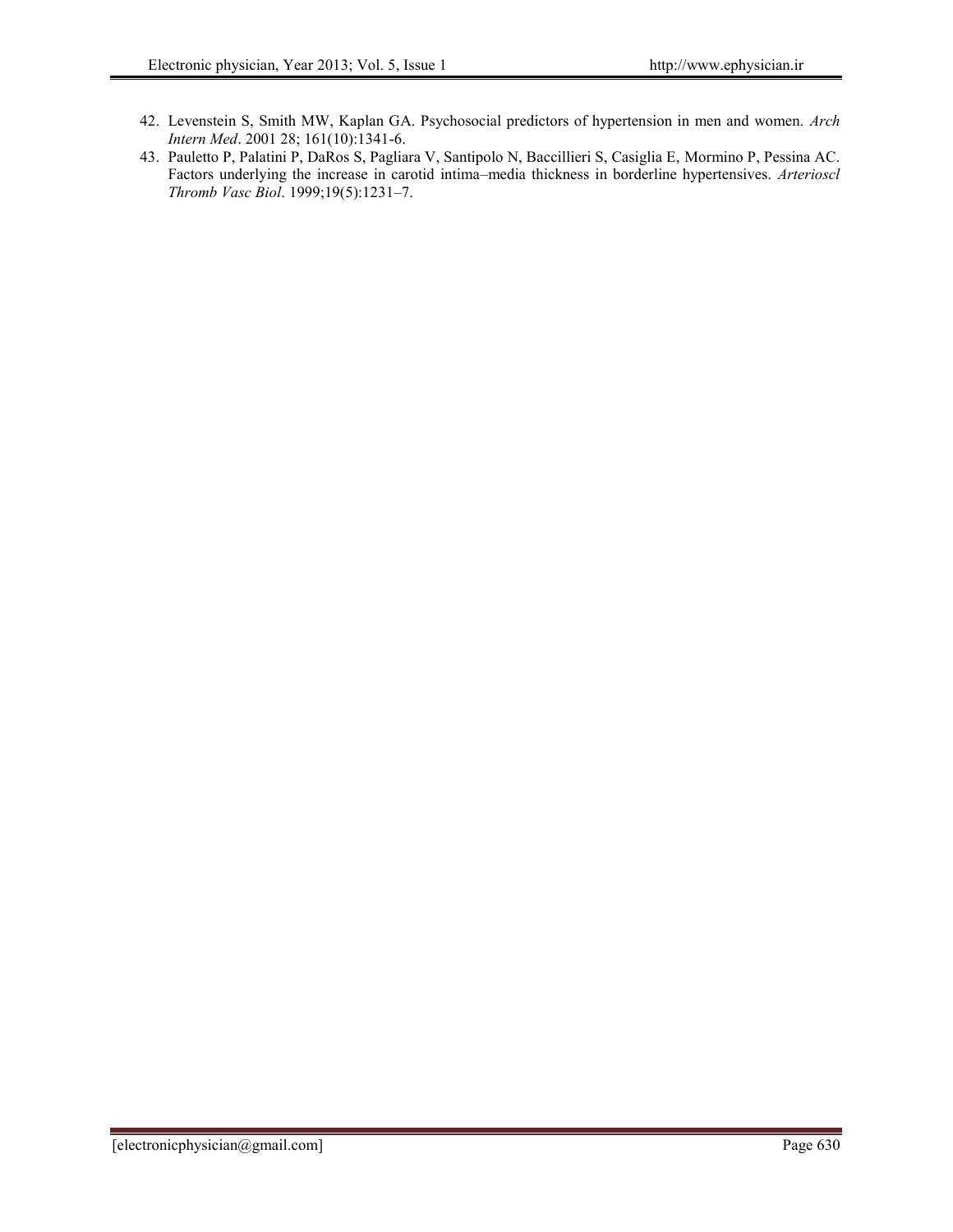42. Levenstein S, Smith MW, Kaplan GA. Psychosocial predictors of hypertension in men and women. *Arch Intern Med*. 2001 28; 161(10):1341-6.
43. Pauletto P, Palatini P, DaRos S, Pagliara V, Santipolo N, Baccillieri S, Casiglia E, Mormino P, Pessina AC. Factors underlying the increase in carotid intima–media thickness in borderline hypertensives. *Arterioscl Thromb Vasc Biol*. 1999;19(5):1231–7.